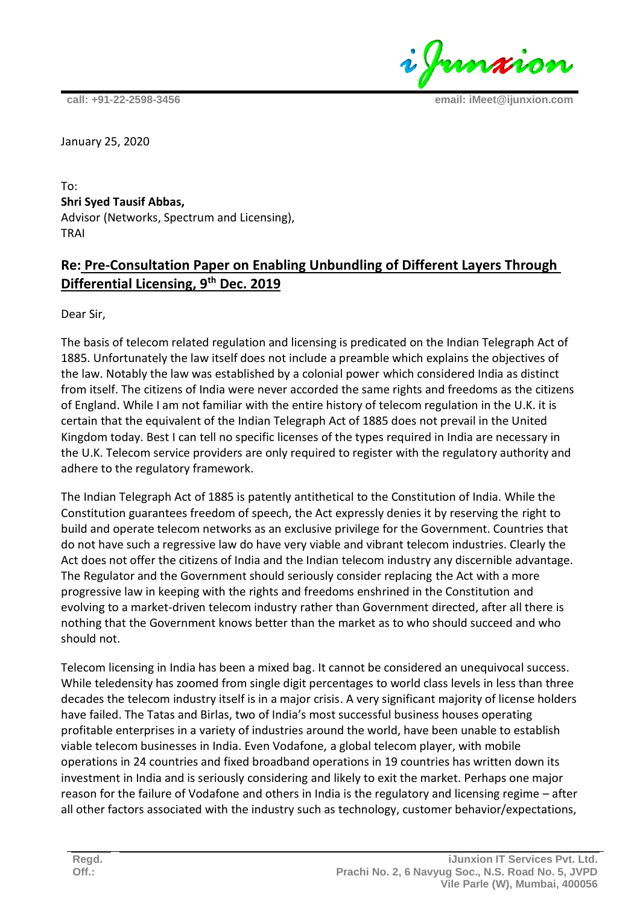January 25, 2020

To:
**Shri Syed Tausif Abbas,**
Advisor (Networks, Spectrum and Licensing),
TRAI

## Re: Pre-Consultation Paper on Enabling Unbundling of Different Layers Through Differential Licensing, 9th Dec. 2019

Dear Sir,

The basis of telecom related regulation and licensing is predicated on the Indian Telegraph Act of 1885. Unfortunately the law itself does not include a preamble which explains the objectives of the law. Notably the law was established by a colonial power which considered India as distinct from itself. The citizens of India were never accorded the same rights and freedoms as the citizens of England. While I am not familiar with the entire history of telecom regulation in the U.K. it is certain that the equivalent of the Indian Telegraph Act of 1885 does not prevail in the United Kingdom today. Best I can tell no specific licenses of the types required in India are necessary in the U.K. Telecom service providers are only required to register with the regulatory authority and adhere to the regulatory framework.

The Indian Telegraph Act of 1885 is patently antithetical to the Constitution of India. While the Constitution guarantees freedom of speech, the Act expressly denies it by reserving the right to build and operate telecom networks as an exclusive privilege for the Government. Countries that do not have such a regressive law do have very viable and vibrant telecom industries. Clearly the Act does not offer the citizens of India and the Indian telecom industry any discernible advantage. The Regulator and the Government should seriously consider replacing the Act with a more progressive law in keeping with the rights and freedoms enshrined in the Constitution and evolving to a market-driven telecom industry rather than Government directed, after all there is nothing that the Government knows better than the market as to who should succeed and who should not.

Telecom licensing in India has been a mixed bag. It cannot be considered an unequivocal success. While teledensity has zoomed from single digit percentages to world class levels in less than three decades the telecom industry itself is in a major crisis. A very significant majority of license holders have failed. The Tatas and Birlas, two of India's most successful business houses operating profitable enterprises in a variety of industries around the world, have been unable to establish viable telecom businesses in India. Even Vodafone, a global telecom player, with mobile operations in 24 countries and fixed broadband operations in 19 countries has written down its investment in India and is seriously considering and likely to exit the market. Perhaps one major reason for the failure of Vodafone and others in India is the regulatory and licensing regime – after all other factors associated with the industry such as technology, customer behavior/expectations,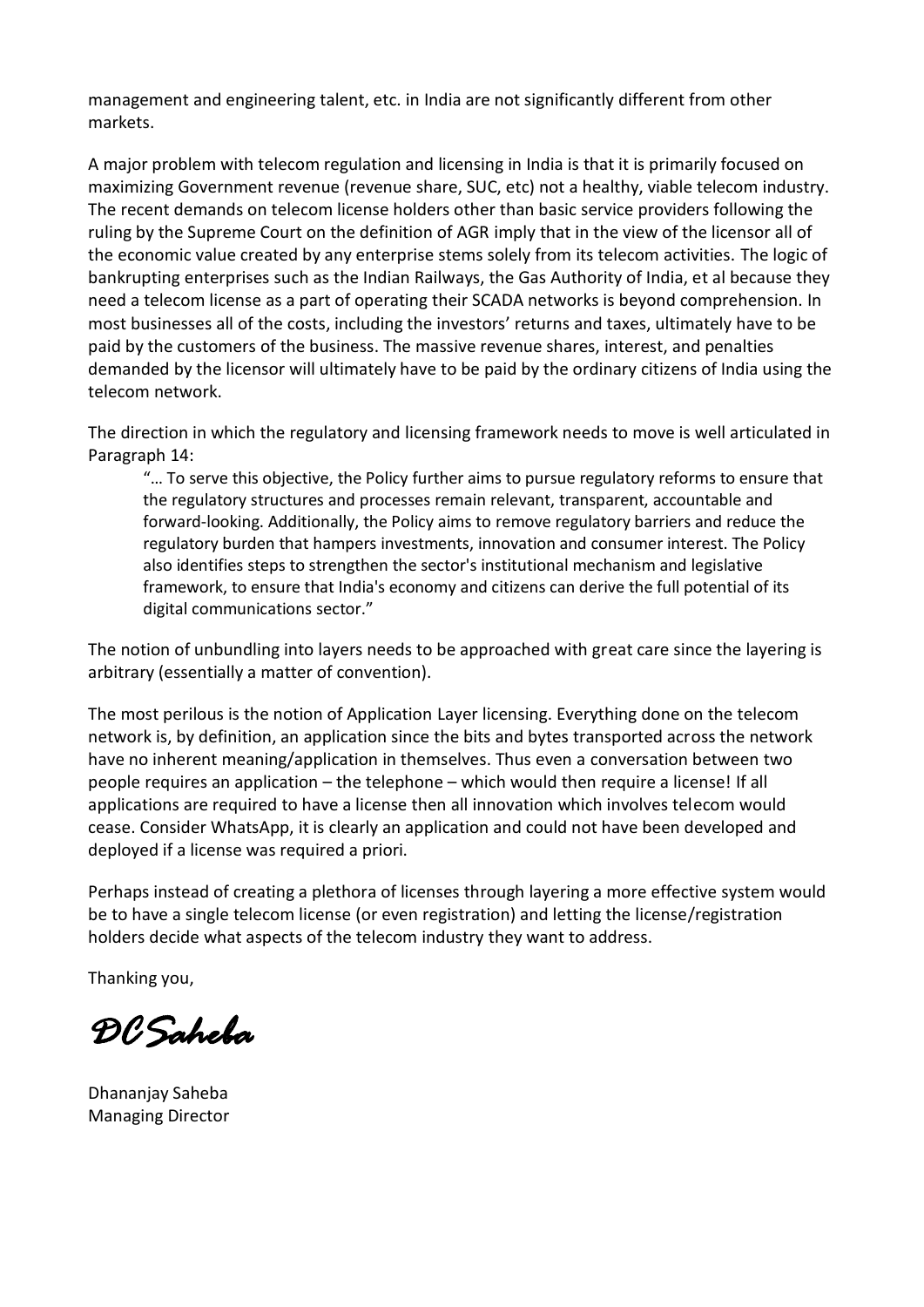management and engineering talent, etc. in India are not significantly different from other markets.

A major problem with telecom regulation and licensing in India is that it is primarily focused on maximizing Government revenue (revenue share, SUC, etc) not a healthy, viable telecom industry. The recent demands on telecom license holders other than basic service providers following the ruling by the Supreme Court on the definition of AGR imply that in the view of the licensor all of the economic value created by any enterprise stems solely from its telecom activities. The logic of bankrupting enterprises such as the Indian Railways, the Gas Authority of India, et al because they need a telecom license as a part of operating their SCADA networks is beyond comprehension. In most businesses all of the costs, including the investors' returns and taxes, ultimately have to be paid by the customers of the business. The massive revenue shares, interest, and penalties demanded by the licensor will ultimately have to be paid by the ordinary citizens of India using the telecom network.

The direction in which the regulatory and licensing framework needs to move is well articulated in Paragraph 14:

> "… To serve this objective, the Policy further aims to pursue regulatory reforms to ensure that the regulatory structures and processes remain relevant, transparent, accountable and forward-looking. Additionally, the Policy aims to remove regulatory barriers and reduce the regulatory burden that hampers investments, innovation and consumer interest. The Policy also identifies steps to strengthen the sector's institutional mechanism and legislative framework, to ensure that India's economy and citizens can derive the full potential of its digital communications sector."

The notion of unbundling into layers needs to be approached with great care since the layering is arbitrary (essentially a matter of convention).

The most perilous is the notion of Application Layer licensing. Everything done on the telecom network is, by definition, an application since the bits and bytes transported across the network have no inherent meaning/application in themselves. Thus even a conversation between two people requires an application – the telephone – which would then require a license! If all applications are required to have a license then all innovation which involves telecom would cease. Consider WhatsApp, it is clearly an application and could not have been developed and deployed if a license was required a priori.

Perhaps instead of creating a plethora of licenses through layering a more effective system would be to have a single telecom license (or even registration) and letting the license/registration holders decide what aspects of the telecom industry they want to address.

Thanking you,

*DC Saheba*

Dhananjay Saheba
Managing Director